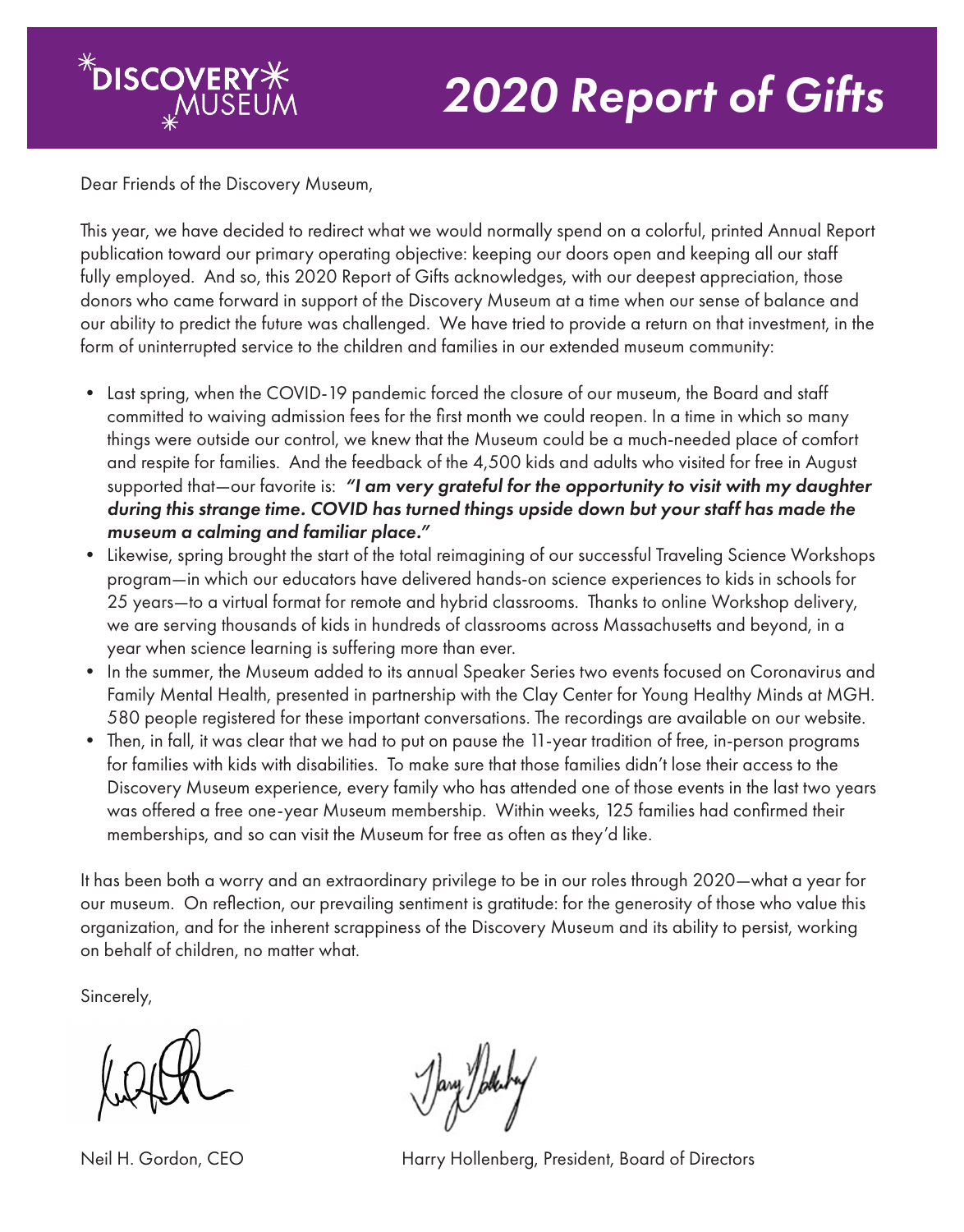DISCOVERY MUSEUM

# 2020 Report of Gifts

Dear Friends of the Discovery Museum,

This year, we have decided to redirect what we would normally spend on a colorful, printed Annual Report publication toward our primary operating objective: keeping our doors open and keeping all our staff fully employed. And so, this 2020 Report of Gifts acknowledges, with our deepest appreciation, those donors who came forward in support of the Discovery Museum at a time when our sense of balance and our ability to predict the future was challenged. We have tried to provide a return on that investment, in the form of uninterrupted service to the children and families in our extended museum community:

- Last spring, when the COVID-19 pandemic forced the closure of our museum, the Board and staff committed to waiving admission fees for the first month we could reopen. In a time in which so many things were outside our control, we knew that the Museum could be a much-needed place of comfort and respite for families. And the feedback of the 4,500 kids and adults who visited for free in August supported that—our favorite is: ***"I am very grateful for the opportunity to visit with my daughter during this strange time. COVID has turned things upside down but your staff has made the museum a calming and familiar place."***
- Likewise, spring brought the start of the total reimagining of our successful Traveling Science Workshops program—in which our educators have delivered hands-on science experiences to kids in schools for 25 years—to a virtual format for remote and hybrid classrooms. Thanks to online Workshop delivery, we are serving thousands of kids in hundreds of classrooms across Massachusetts and beyond, in a year when science learning is suffering more than ever.
- In the summer, the Museum added to its annual Speaker Series two events focused on Coronavirus and Family Mental Health, presented in partnership with the Clay Center for Young Healthy Minds at MGH. 580 people registered for these important conversations. The recordings are available on our website.
- Then, in fall, it was clear that we had to put on pause the 11-year tradition of free, in-person programs for families with kids with disabilities. To make sure that those families didn't lose their access to the Discovery Museum experience, every family who has attended one of those events in the last two years was offered a free one-year Museum membership. Within weeks, 125 families had confirmed their memberships, and so can visit the Museum for free as often as they'd like.

It has been both a worry and an extraordinary privilege to be in our roles through 2020—what a year for our museum. On reflection, our prevailing sentiment is gratitude: for the generosity of those who value this organization, and for the inherent scrappiness of the Discovery Museum and its ability to persist, working on behalf of children, no matter what.

Sincerely,

Neil H. Gordon, CEO

Harry Hollenberg, President, Board of Directors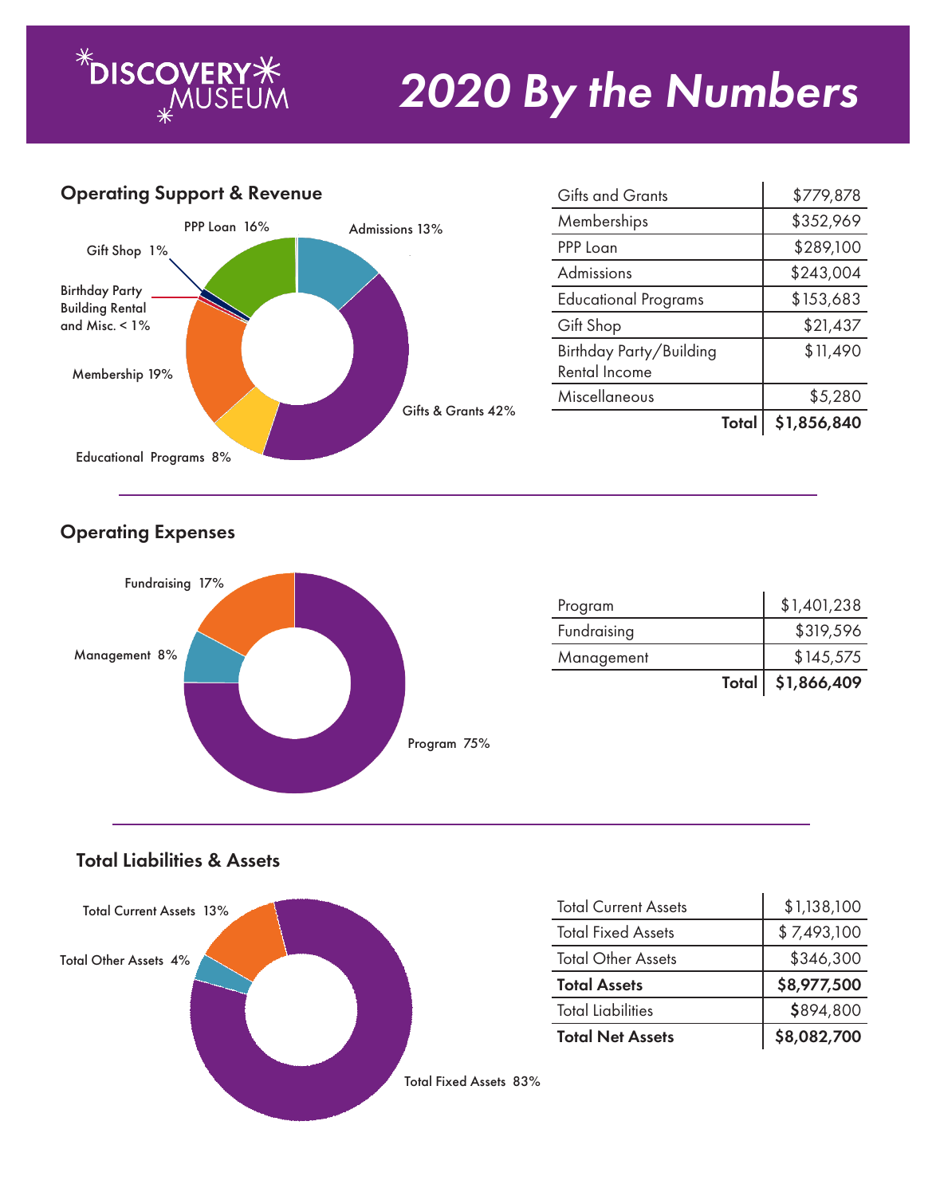# DISCOVERY MUSEUM

# 2020 By the Numbers

## Operating Support & Revenue

PPP Loan 16%
Admissions 13%
Gift Shop 1%
Birthday Party Building Rental and Misc. < 1%
Membership 19%
Gifts & Grants 42%
Educational Programs 8%

| | |
|---|---|
| Gifts and Grants | $779,878 |
| Memberships | $352,969 |
| PPP Loan | $289,100 |
| Admissions | $243,004 |
| Educational Programs | $153,683 |
| Gift Shop | $21,437 |
| Birthday Party/Building Rental Income | $11,490 |
| Miscellaneous | $5,280 |
| **Total** | **$1,856,840** |

## Operating Expenses

Fundraising 17%
Management 8%
Program 75%

| | |
|---|---|
| Program | $1,401,238 |
| Fundraising | $319,596 |
| Management | $145,575 |
| **Total** | **$1,866,409** |

## Total Liabilities & Assets

Total Current Assets 13%
Total Other Assets 4%
Total Fixed Assets 83%

| | |
|---|---|
| Total Current Assets | $1,138,100 |
| Total Fixed Assets | $ 7,493,100 |
| Total Other Assets | $346,300 |
| **Total Assets** | **$8,977,500** |
| Total Liabilities | $894,800 |
| **Total Net Assets** | **$8,082,700** |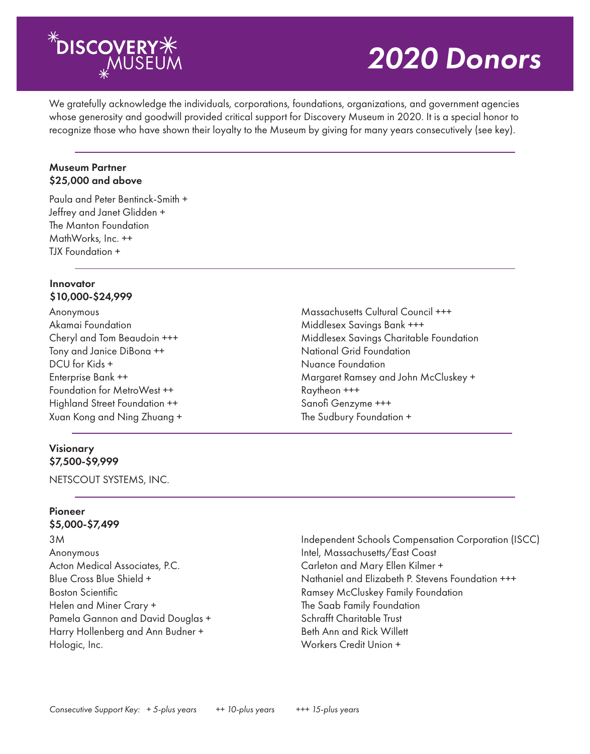# 2020 Donors

We gratefully acknowledge the individuals, corporations, foundations, organizations, and government agencies whose generosity and goodwill provided critical support for Discovery Museum in 2020. It is a special honor to recognize those who have shown their loyalty to the Museum by giving for many years consecutively (see key).

**Museum Partner**
**$25,000 and above**

Paula and Peter Bentinck-Smith +
Jeffrey and Janet Glidden +
The Manton Foundation
MathWorks, Inc. ++
TJX Foundation +

**Innovator**
**$10,000-$24,999**

Anonymous
Akamai Foundation
Cheryl and Tom Beaudoin +++
Tony and Janice DiBona ++
DCU for Kids +
Enterprise Bank ++
Foundation for MetroWest ++
Highland Street Foundation ++
Xuan Kong and Ning Zhuang +
Massachusetts Cultural Council +++
Middlesex Savings Bank +++
Middlesex Savings Charitable Foundation
National Grid Foundation
Nuance Foundation
Margaret Ramsey and John McCluskey +
Raytheon +++
Sanofi Genzyme +++
The Sudbury Foundation +

**Visionary**
**$7,500-$9,999**

NETSCOUT SYSTEMS, INC.

**Pioneer**
**$5,000-$7,499**

3M
Anonymous
Acton Medical Associates, P.C.
Blue Cross Blue Shield +
Boston Scientific
Helen and Miner Crary +
Pamela Gannon and David Douglas +
Harry Hollenberg and Ann Budner +
Hologic, Inc.
Independent Schools Compensation Corporation (ISCC)
Intel, Massachusetts/East Coast
Carleton and Mary Ellen Kilmer +
Nathaniel and Elizabeth P. Stevens Foundation +++
Ramsey McCluskey Family Foundation
The Saab Family Foundation
Schrafft Charitable Trust
Beth Ann and Rick Willett
Workers Credit Union +

*Consecutive Support Key: + 5-plus years ++ 10-plus years +++ 15-plus years*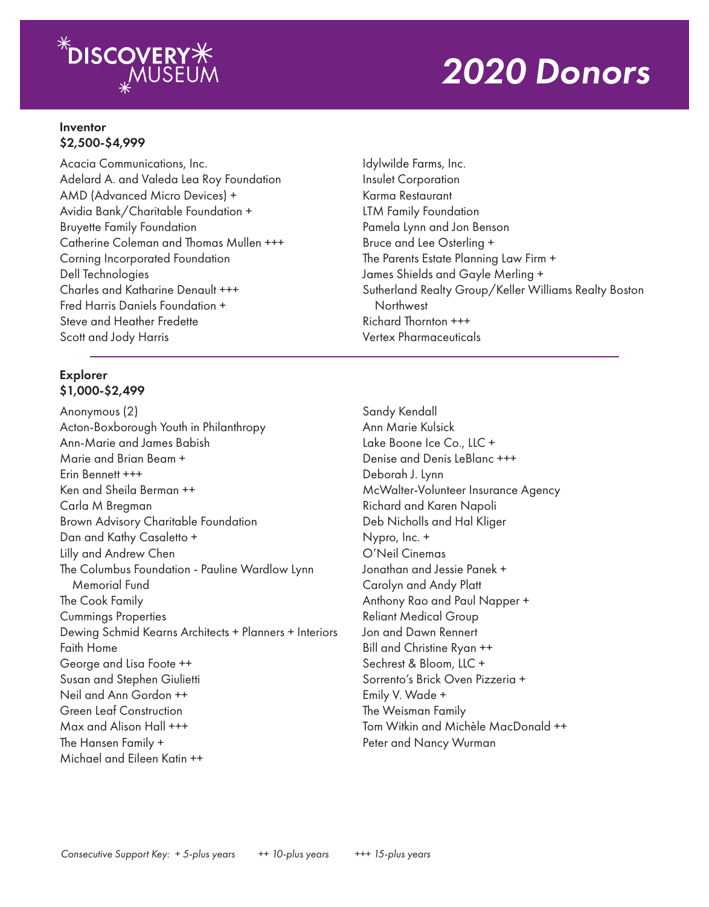# 2020 Donors

### Inventor
### $2,500-$4,999

Acacia Communications, Inc.
Adelard A. and Valeda Lea Roy Foundation
AMD (Advanced Micro Devices) +
Avidia Bank/Charitable Foundation +
Bruyette Family Foundation
Catherine Coleman and Thomas Mullen +++
Corning Incorporated Foundation
Dell Technologies
Charles and Katharine Denault +++
Fred Harris Daniels Foundation +
Steve and Heather Fredette
Scott and Jody Harris
Idylwilde Farms, Inc.
Insulet Corporation
Karma Restaurant
LTM Family Foundation
Pamela Lynn and Jon Benson
Bruce and Lee Osterling +
The Parents Estate Planning Law Firm +
James Shields and Gayle Merling +
Sutherland Realty Group/Keller Williams Realty Boston Northwest
Richard Thornton +++
Vertex Pharmaceuticals

### Explorer
### $1,000-$2,499

Anonymous (2)
Acton-Boxborough Youth in Philanthropy
Ann-Marie and James Babish
Marie and Brian Beam +
Erin Bennett +++
Ken and Sheila Berman ++
Carla M Bregman
Brown Advisory Charitable Foundation
Dan and Kathy Casaletto +
Lilly and Andrew Chen
The Columbus Foundation - Pauline Wardlow Lynn Memorial Fund
The Cook Family
Cummings Properties
Dewing Schmid Kearns Architects + Planners + Interiors
Faith Home
George and Lisa Foote ++
Susan and Stephen Giulietti
Neil and Ann Gordon ++
Green Leaf Construction
Max and Alison Hall +++
The Hansen Family +
Michael and Eileen Katin ++
Sandy Kendall
Ann Marie Kulsick
Lake Boone Ice Co., LLC +
Denise and Denis LeBlanc +++
Deborah J. Lynn
McWalter-Volunteer Insurance Agency
Richard and Karen Napoli
Deb Nicholls and Hal Kliger
Nypro, Inc. +
O'Neil Cinemas
Jonathan and Jessie Panek +
Carolyn and Andy Platt
Anthony Rao and Paul Napper +
Reliant Medical Group
Jon and Dawn Rennert
Bill and Christine Ryan ++
Sechrest & Bloom, LLC +
Sorrento's Brick Oven Pizzeria +
Emily V. Wade +
The Weisman Family
Tom Witkin and Michèle MacDonald ++
Peter and Nancy Wurman

*Consecutive Support Key: + 5-plus years ++ 10-plus years +++ 15-plus years*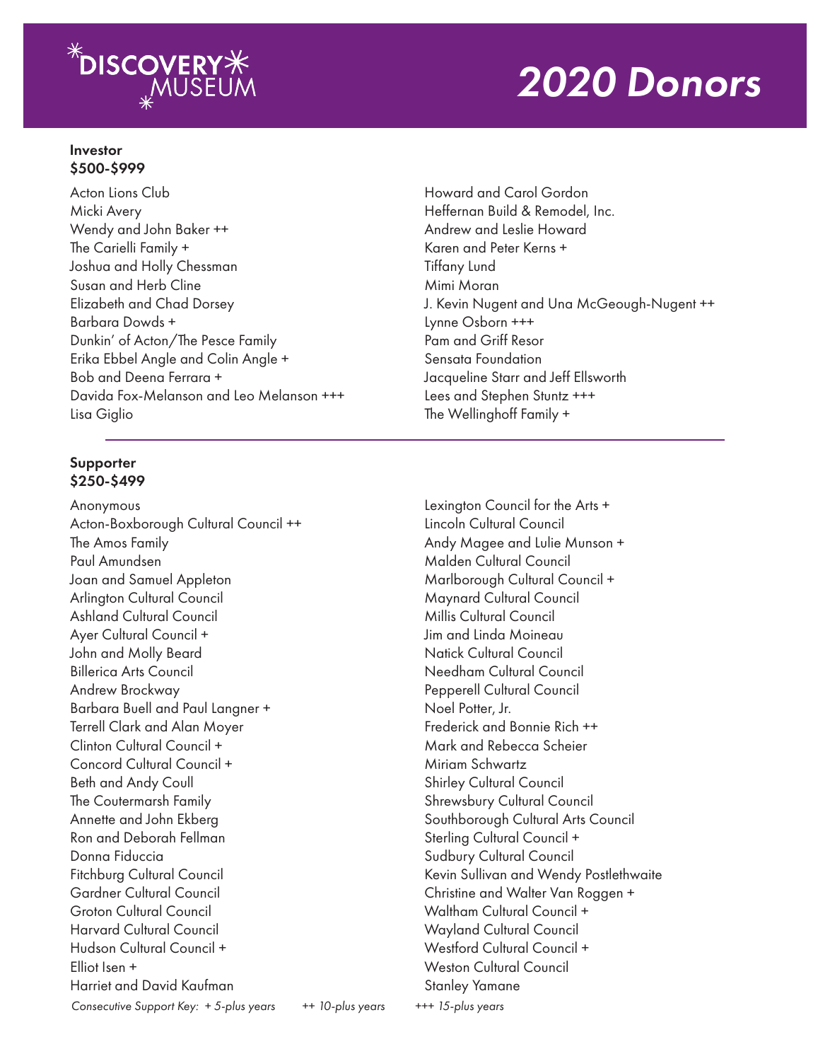# 2020 Donors

**Investor**
**$500-$999**

Acton Lions Club
Micki Avery
Wendy and John Baker ++
The Carielli Family +
Joshua and Holly Chessman
Susan and Herb Cline
Elizabeth and Chad Dorsey
Barbara Dowds +
Dunkin' of Acton/The Pesce Family
Erika Ebbel Angle and Colin Angle +
Bob and Deena Ferrara +
Davida Fox-Melanson and Leo Melanson +++
Lisa Giglio
Howard and Carol Gordon
Heffernan Build & Remodel, Inc.
Andrew and Leslie Howard
Karen and Peter Kerns +
Tiffany Lund
Mimi Moran
J. Kevin Nugent and Una McGeough-Nugent ++
Lynne Osborn +++
Pam and Griff Resor
Sensata Foundation
Jacqueline Starr and Jeff Ellsworth
Lees and Stephen Stuntz +++
The Wellinghoff Family +

---

**Supporter**
**$250-$499**

Anonymous
Acton-Boxborough Cultural Council ++
The Amos Family
Paul Amundsen
Joan and Samuel Appleton
Arlington Cultural Council
Ashland Cultural Council
Ayer Cultural Council +
John and Molly Beard
Billerica Arts Council
Andrew Brockway
Barbara Buell and Paul Langner +
Terrell Clark and Alan Moyer
Clinton Cultural Council +
Concord Cultural Council +
Beth and Andy Coull
The Coutermarsh Family
Annette and John Ekberg
Ron and Deborah Fellman
Donna Fiduccia
Fitchburg Cultural Council
Gardner Cultural Council
Groton Cultural Council
Harvard Cultural Council
Hudson Cultural Council +
Elliot Isen +
Harriet and David Kaufman
Lexington Council for the Arts +
Lincoln Cultural Council
Andy Magee and Lulie Munson +
Malden Cultural Council
Marlborough Cultural Council +
Maynard Cultural Council
Millis Cultural Council
Jim and Linda Moineau
Natick Cultural Council
Needham Cultural Council
Pepperell Cultural Council
Noel Potter, Jr.
Frederick and Bonnie Rich ++
Mark and Rebecca Scheier
Miriam Schwartz
Shirley Cultural Council
Shrewsbury Cultural Council
Southborough Cultural Arts Council
Sterling Cultural Council +
Sudbury Cultural Council
Kevin Sullivan and Wendy Postlethwaite
Christine and Walter Van Roggen +
Waltham Cultural Council +
Wayland Cultural Council
Westford Cultural Council +
Weston Cultural Council
Stanley Yamane

*Consecutive Support Key: + 5-plus years ++ 10-plus years +++ 15-plus years*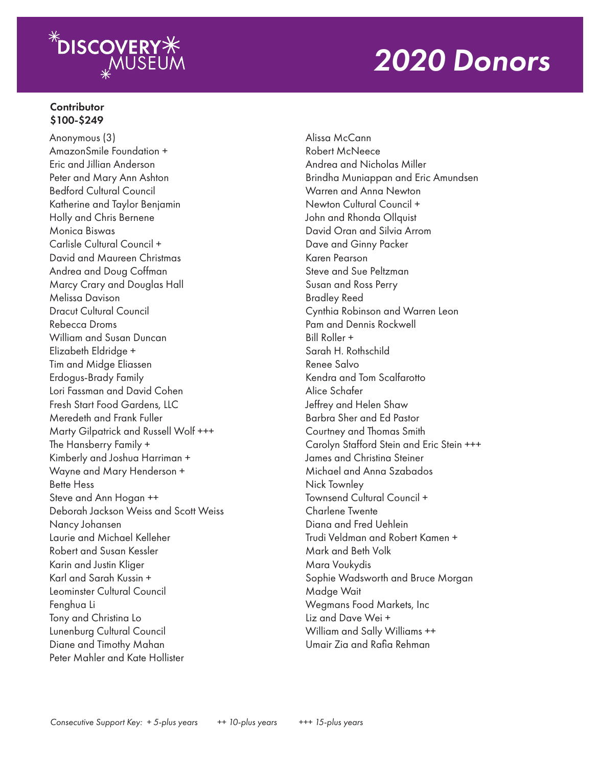# 2020 Donors

DISCOVERY MUSEUM

**Contributor**
**$100-$249**

Anonymous (3)
AmazonSmile Foundation +
Eric and Jillian Anderson
Peter and Mary Ann Ashton
Bedford Cultural Council
Katherine and Taylor Benjamin
Holly and Chris Bernene
Monica Biswas
Carlisle Cultural Council +
David and Maureen Christmas
Andrea and Doug Coffman
Marcy Crary and Douglas Hall
Melissa Davison
Dracut Cultural Council
Rebecca Droms
William and Susan Duncan
Elizabeth Eldridge +
Tim and Midge Eliassen
Erdogus-Brady Family
Lori Fassman and David Cohen
Fresh Start Food Gardens, LLC
Meredeth and Frank Fuller
Marty Gilpatrick and Russell Wolf +++
The Hansberry Family +
Kimberly and Joshua Harriman +
Wayne and Mary Henderson +
Bette Hess
Steve and Ann Hogan ++
Deborah Jackson Weiss and Scott Weiss
Nancy Johansen
Laurie and Michael Kelleher
Robert and Susan Kessler
Karin and Justin Kliger
Karl and Sarah Kussin +
Leominster Cultural Council
Fenghua Li
Tony and Christina Lo
Lunenburg Cultural Council
Diane and Timothy Mahan
Peter Mahler and Kate Hollister
Alissa McCann
Robert McNeece
Andrea and Nicholas Miller
Brindha Muniappan and Eric Amundsen
Warren and Anna Newton
Newton Cultural Council +
John and Rhonda Ollquist
David Oran and Silvia Arrom
Dave and Ginny Packer
Karen Pearson
Steve and Sue Peltzman
Susan and Ross Perry
Bradley Reed
Cynthia Robinson and Warren Leon
Pam and Dennis Rockwell
Bill Roller +
Sarah H. Rothschild
Renee Salvo
Kendra and Tom Scalfarotto
Alice Schafer
Jeffrey and Helen Shaw
Barbra Sher and Ed Pastor
Courtney and Thomas Smith
Carolyn Stafford Stein and Eric Stein +++
James and Christina Steiner
Michael and Anna Szabados
Nick Townley
Townsend Cultural Council +
Charlene Twente
Diana and Fred Uehlein
Trudi Veldman and Robert Kamen +
Mark and Beth Volk
Mara Voukydis
Sophie Wadsworth and Bruce Morgan
Madge Wait
Wegmans Food Markets, Inc
Liz and Dave Wei +
William and Sally Williams ++
Umair Zia and Rafia Rehman

*Consecutive Support Key: + 5-plus years ++ 10-plus years +++ 15-plus years*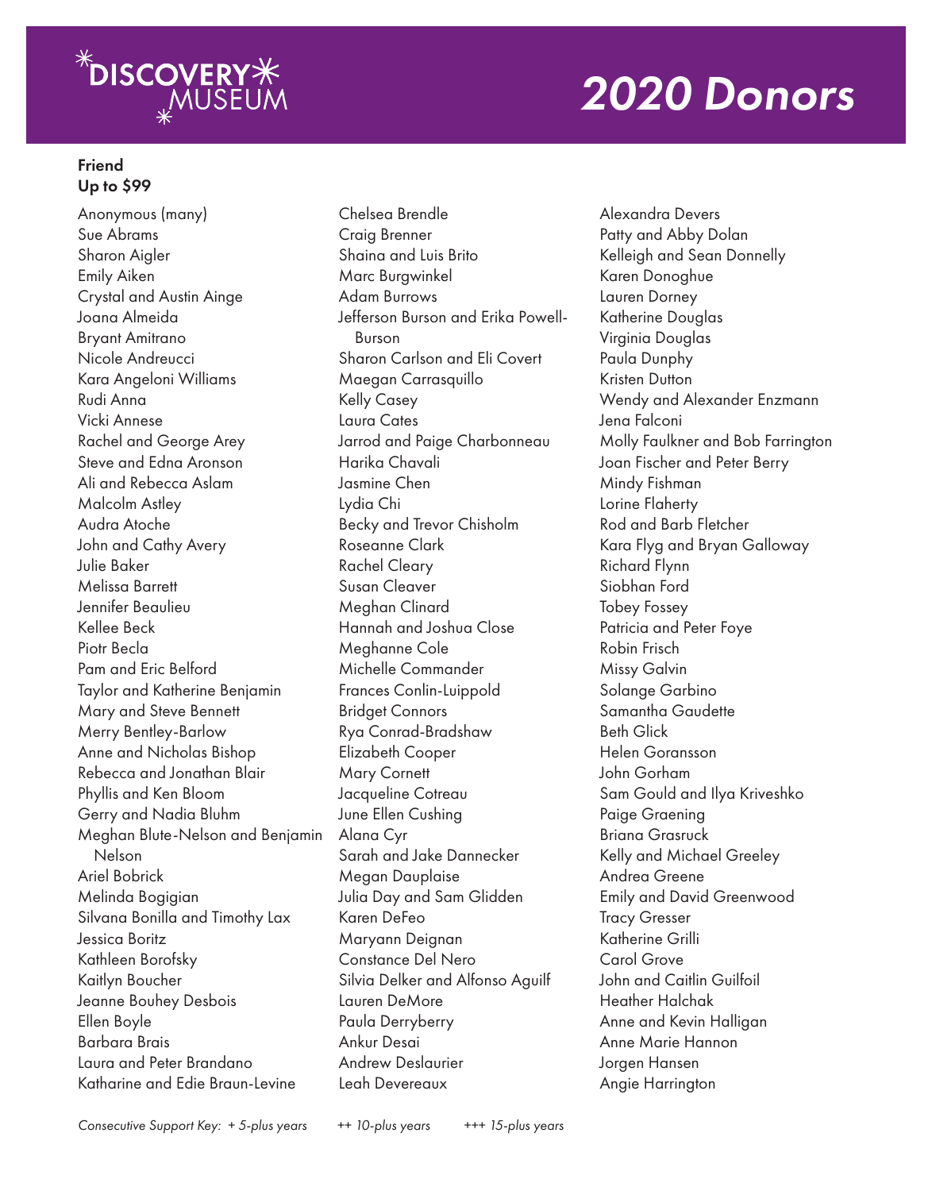# 2020 Donors

### Friend
### Up to $99

Anonymous (many)
Sue Abrams
Sharon Aigler
Emily Aiken
Crystal and Austin Ainge
Joana Almeida
Bryant Amitrano
Nicole Andreucci
Kara Angeloni Williams
Rudi Anna
Vicki Annese
Rachel and George Arey
Steve and Edna Aronson
Ali and Rebecca Aslam
Malcolm Astley
Audra Atoche
John and Cathy Avery
Julie Baker
Melissa Barrett
Jennifer Beaulieu
Kellee Beck
Piotr Becla
Pam and Eric Belford
Taylor and Katherine Benjamin
Mary and Steve Bennett
Merry Bentley-Barlow
Anne and Nicholas Bishop
Rebecca and Jonathan Blair
Phyllis and Ken Bloom
Gerry and Nadia Bluhm
Meghan Blute-Nelson and Benjamin Nelson
Ariel Bobrick
Melinda Bogigian
Silvana Bonilla and Timothy Lax
Jessica Boritz
Kathleen Borofsky
Kaitlyn Boucher
Jeanne Bouhey Desbois
Ellen Boyle
Barbara Brais
Laura and Peter Brandano
Katharine and Edie Braun-Levine
Chelsea Brendle
Craig Brenner
Shaina and Luis Brito
Marc Burgwinkel
Adam Burrows
Jefferson Burson and Erika Powell-Burson
Sharon Carlson and Eli Covert
Maegan Carrasquillo
Kelly Casey
Laura Cates
Jarrod and Paige Charbonneau
Harika Chavali
Jasmine Chen
Lydia Chi
Becky and Trevor Chisholm
Roseanne Clark
Rachel Cleary
Susan Cleaver
Meghan Clinard
Hannah and Joshua Close
Meghanne Cole
Michelle Commander
Frances Conlin-Luippold
Bridget Connors
Rya Conrad-Bradshaw
Elizabeth Cooper
Mary Cornett
Jacqueline Cotreau
June Ellen Cushing
Alana Cyr
Sarah and Jake Dannecker
Megan Dauplaise
Julia Day and Sam Glidden
Karen DeFeo
Maryann Deignan
Constance Del Nero
Silvia Delker and Alfonso Aguilf
Lauren DeMore
Paula Derryberry
Ankur Desai
Andrew Deslaurier
Leah Devereaux
Alexandra Devers
Patty and Abby Dolan
Kelleigh and Sean Donnelly
Karen Donoghue
Lauren Dorney
Katherine Douglas
Virginia Douglas
Paula Dunphy
Kristen Dutton
Wendy and Alexander Enzmann
Jena Falconi
Molly Faulkner and Bob Farrington
Joan Fischer and Peter Berry
Mindy Fishman
Lorine Flaherty
Rod and Barb Fletcher
Kara Flyg and Bryan Galloway
Richard Flynn
Siobhan Ford
Tobey Fossey
Patricia and Peter Foye
Robin Frisch
Missy Galvin
Solange Garbino
Samantha Gaudette
Beth Glick
Helen Goransson
John Gorham
Sam Gould and Ilya Kriveshko
Paige Graening
Briana Grasruck
Kelly and Michael Greeley
Andrea Greene
Emily and David Greenwood
Tracy Gresser
Katherine Grilli
Carol Grove
John and Caitlin Guilfoil
Heather Halchak
Anne and Kevin Halligan
Anne Marie Hannon
Jorgen Hansen
Angie Harrington

*Consecutive Support Key: + 5-plus years ++ 10-plus years +++ 15-plus years*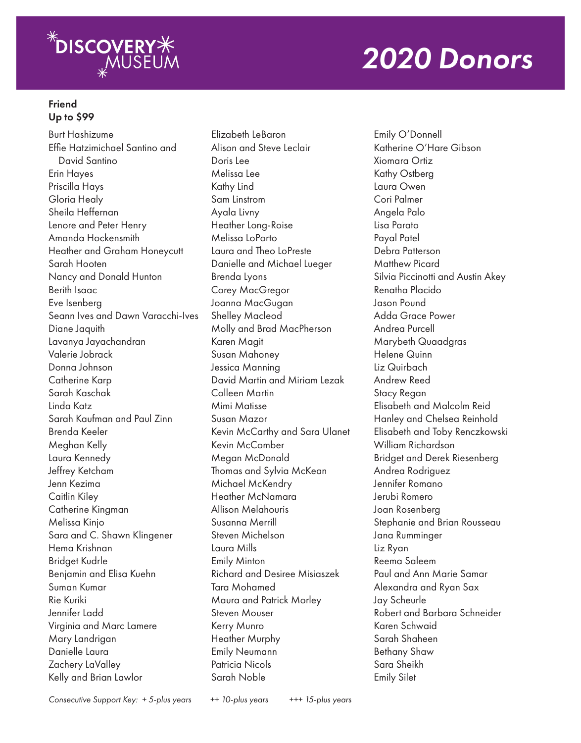# DISCOVERY MUSEUM

# 2020 Donors

**Friend**
**Up to $99**

Burt Hashizume
Effie Hatzimichael Santino and David Santino
Erin Hayes
Priscilla Hays
Gloria Healy
Sheila Heffernan
Lenore and Peter Henry
Amanda Hockensmith
Heather and Graham Honeycutt
Sarah Hooten
Nancy and Donald Hunton
Berith Isaac
Eve Isenberg
Seann Ives and Dawn Varacchi-Ives
Diane Jaquith
Lavanya Jayachandran
Valerie Jobrack
Donna Johnson
Catherine Karp
Sarah Kaschak
Linda Katz
Sarah Kaufman and Paul Zinn
Brenda Keeler
Meghan Kelly
Laura Kennedy
Jeffrey Ketcham
Jenn Kezima
Caitlin Kiley
Catherine Kingman
Melissa Kinjo
Sara and C. Shawn Klingener
Hema Krishnan
Bridget Kudrle
Benjamin and Elisa Kuehn
Suman Kumar
Rie Kuriki
Jennifer Ladd
Virginia and Marc Lamere
Mary Landrigan
Danielle Laura
Zachery LaValley
Kelly and Brian Lawlor
Elizabeth LeBaron
Alison and Steve Leclair
Doris Lee
Melissa Lee
Kathy Lind
Sam Linstrom
Ayala Livny
Heather Long-Roise
Melissa LoPorto
Laura and Theo LoPreste
Danielle and Michael Lueger
Brenda Lyons
Corey MacGregor
Joanna MacGugan
Shelley Macleod
Molly and Brad MacPherson
Karen Magit
Susan Mahoney
Jessica Manning
David Martin and Miriam Lezak
Colleen Martin
Mimi Matisse
Susan Mazor
Kevin McCarthy and Sara Ulanet
Kevin McComber
Megan McDonald
Thomas and Sylvia McKean
Michael McKendry
Heather McNamara
Allison Melahouris
Susanna Merrill
Steven Michelson
Laura Mills
Emily Minton
Richard and Desiree Misiaszek
Tara Mohamed
Maura and Patrick Morley
Steven Mouser
Kerry Munro
Heather Murphy
Emily Neumann
Patricia Nicols
Sarah Noble
Emily O'Donnell
Katherine O'Hare Gibson
Xiomara Ortiz
Kathy Ostberg
Laura Owen
Cori Palmer
Angela Palo
Lisa Parato
Payal Patel
Debra Patterson
Matthew Picard
Silvia Piccinotti and Austin Akey
Renatha Placido
Jason Pound
Adda Grace Power
Andrea Purcell
Marybeth Quaadgras
Helene Quinn
Liz Quirbach
Andrew Reed
Stacy Regan
Elisabeth and Malcolm Reid
Hanley and Chelsea Reinhold
Elisabeth and Toby Renczkowski
William Richardson
Bridget and Derek Riesenberg
Andrea Rodriguez
Jennifer Romano
Jerubi Romero
Joan Rosenberg
Stephanie and Brian Rousseau
Jana Rumminger
Liz Ryan
Reema Saleem
Paul and Ann Marie Samar
Alexandra and Ryan Sax
Jay Scheurle
Robert and Barbara Schneider
Karen Schwaid
Sarah Shaheen
Bethany Shaw
Sara Sheikh
Emily Silet

*Consecutive Support Key: + 5-plus years ++ 10-plus years +++ 15-plus years*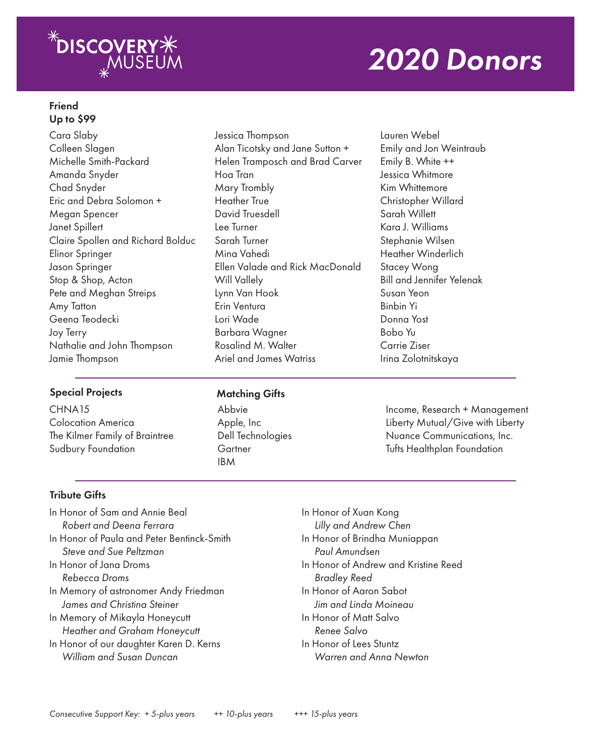# Discovery Museum 2020 Donors

### Friend
**Up to $99**

Cara Slaby
Colleen Slagen
Michelle Smith-Packard
Amanda Snyder
Chad Snyder
Eric and Debra Solomon +
Megan Spencer
Janet Spillert
Claire Spollen and Richard Bolduc
Elinor Springer
Jason Springer
Stop & Shop, Acton
Pete and Meghan Streips
Amy Tatton
Geena Teodecki
Joy Terry
Nathalie and John Thompson
Jamie Thompson
Jessica Thompson
Alan Ticotsky and Jane Sutton +
Helen Tramposch and Brad Carver
Hoa Tran
Mary Trombly
Heather True
David Truesdell
Lee Turner
Sarah Turner
Mina Vahedi
Ellen Valade and Rick MacDonald
Will Vallely
Lynn Van Hook
Erin Ventura
Lori Wade
Barbara Wagner
Rosalind M. Walter
Ariel and James Watriss
Lauren Webel
Emily and Jon Weintraub
Emily B. White ++
Jessica Whitmore
Kim Whittemore
Christopher Willard
Sarah Willett
Kara J. Williams
Stephanie Wilsen
Heather Winderlich
Stacey Wong
Bill and Jennifer Yelenak
Susan Yeon
Binbin Yi
Donna Yost
Bobo Yu
Carrie Ziser
Irina Zolotnitskaya

### Special Projects

CHNA15
Colocation America
The Kilmer Family of Braintree
Sudbury Foundation

### Matching Gifts

Abbvie
Apple, Inc
Dell Technologies
Gartner
IBM
Income, Research + Management
Liberty Mutual/Give with Liberty
Nuance Communications, Inc.
Tufts Healthplan Foundation

### Tribute Gifts

In Honor of Sam and Annie Beal
*Robert and Deena Ferrara*

In Honor of Paula and Peter Bentinck-Smith
*Steve and Sue Peltzman*

In Honor of Jana Droms
*Rebecca Droms*

In Memory of astronomer Andy Friedman
*James and Christina Steiner*

In Memory of Mikayla Honeycutt
*Heather and Graham Honeycutt*

In Honor of our daughter Karen D. Kerns
*William and Susan Duncan*

In Honor of Xuan Kong
*Lilly and Andrew Chen*

In Honor of Brindha Muniappan
*Paul Amundsen*

In Honor of Andrew and Kristine Reed
*Bradley Reed*

In Honor of Aaron Sabot
*Jim and Linda Moineau*

In Honor of Matt Salvo
*Renee Salvo*

In Honor of Lees Stuntz
*Warren and Anna Newton*

*Consecutive Support Key: + 5-plus years ++ 10-plus years +++ 15-plus years*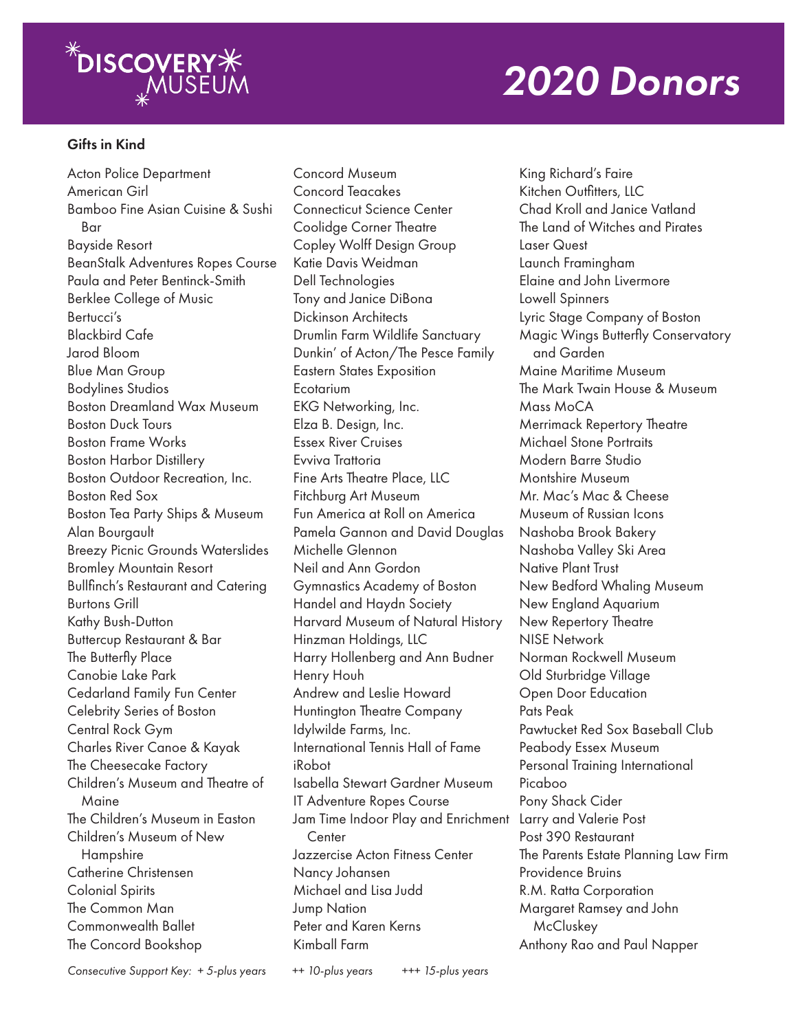# DISCOVERY MUSEUM

# 2020 Donors

### Gifts in Kind

Acton Police Department
American Girl
Bamboo Fine Asian Cuisine & Sushi Bar
Bayside Resort
BeanStalk Adventures Ropes Course
Paula and Peter Bentinck-Smith
Berklee College of Music
Bertucci's
Blackbird Cafe
Jarod Bloom
Blue Man Group
Bodylines Studios
Boston Dreamland Wax Museum
Boston Duck Tours
Boston Frame Works
Boston Harbor Distillery
Boston Outdoor Recreation, Inc.
Boston Red Sox
Boston Tea Party Ships & Museum
Alan Bourgault
Breezy Picnic Grounds Waterslides
Bromley Mountain Resort
Bullfinch's Restaurant and Catering
Burtons Grill
Kathy Bush-Dutton
Buttercup Restaurant & Bar
The Butterfly Place
Canobie Lake Park
Cedarland Family Fun Center
Celebrity Series of Boston
Central Rock Gym
Charles River Canoe & Kayak
The Cheesecake Factory
Children's Museum and Theatre of Maine
The Children's Museum in Easton
Children's Museum of New Hampshire
Catherine Christensen
Colonial Spirits
The Common Man
Commonwealth Ballet
The Concord Bookshop
Concord Museum
Concord Teacakes
Connecticut Science Center
Coolidge Corner Theatre
Copley Wolff Design Group
Katie Davis Weidman
Dell Technologies
Tony and Janice DiBona
Dickinson Architects
Drumlin Farm Wildlife Sanctuary
Dunkin' of Acton/The Pesce Family
Eastern States Exposition
Ecotarium
EKG Networking, Inc.
Elza B. Design, Inc.
Essex River Cruises
Evviva Trattoria
Fine Arts Theatre Place, LLC
Fitchburg Art Museum
Fun America at Roll on America
Pamela Gannon and David Douglas
Michelle Glennon
Neil and Ann Gordon
Gymnastics Academy of Boston
Handel and Haydn Society
Harvard Museum of Natural History
Hinzman Holdings, LLC
Harry Hollenberg and Ann Budner
Henry Houh
Andrew and Leslie Howard
Huntington Theatre Company
Idylwilde Farms, Inc.
International Tennis Hall of Fame
iRobot
Isabella Stewart Gardner Museum
IT Adventure Ropes Course
Jam Time Indoor Play and Enrichment Center
Jazzercise Acton Fitness Center
Nancy Johansen
Michael and Lisa Judd
Jump Nation
Peter and Karen Kerns
Kimball Farm
King Richard's Faire
Kitchen Outfitters, LLC
Chad Kroll and Janice Vatland
The Land of Witches and Pirates
Laser Quest
Launch Framingham
Elaine and John Livermore
Lowell Spinners
Lyric Stage Company of Boston
Magic Wings Butterfly Conservatory and Garden
Maine Maritime Museum
The Mark Twain House & Museum
Mass MoCA
Merrimack Repertory Theatre
Michael Stone Portraits
Modern Barre Studio
Montshire Museum
Mr. Mac's Mac & Cheese
Museum of Russian Icons
Nashoba Brook Bakery
Nashoba Valley Ski Area
Native Plant Trust
New Bedford Whaling Museum
New England Aquarium
New Repertory Theatre
NISE Network
Norman Rockwell Museum
Old Sturbridge Village
Open Door Education
Pats Peak
Pawtucket Red Sox Baseball Club
Peabody Essex Museum
Personal Training International
Picaboo
Pony Shack Cider
Larry and Valerie Post
Post 390 Restaurant
The Parents Estate Planning Law Firm
Providence Bruins
R.M. Ratta Corporation
Margaret Ramsey and John McCluskey
Anthony Rao and Paul Napper

*Consecutive Support Key: + 5-plus years ++ 10-plus years +++ 15-plus years*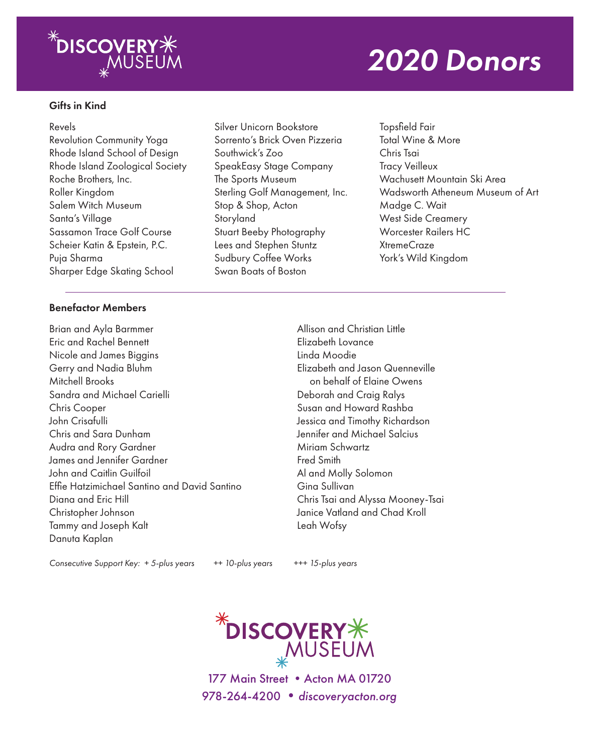# 2020 Donors

## Gifts in Kind

Revels
Revolution Community Yoga
Rhode Island School of Design
Rhode Island Zoological Society
Roche Brothers, Inc.
Roller Kingdom
Salem Witch Museum
Santa's Village
Sassamon Trace Golf Course
Scheier Katin & Epstein, P.C.
Puja Sharma
Sharper Edge Skating School
Silver Unicorn Bookstore
Sorrento's Brick Oven Pizzeria
Southwick's Zoo
SpeakEasy Stage Company
The Sports Museum
Sterling Golf Management, Inc.
Stop & Shop, Acton
Storyland
Stuart Beeby Photography
Lees and Stephen Stuntz
Sudbury Coffee Works
Swan Boats of Boston
Topsfield Fair
Total Wine & More
Chris Tsai
Tracy Veilleux
Wachusett Mountain Ski Area
Wadsworth Atheneum Museum of Art
Madge C. Wait
West Side Creamery
Worcester Railers HC
XtremeCraze
York's Wild Kingdom

---

## Benefactor Members

Brian and Ayla Barmmer
Eric and Rachel Bennett
Nicole and James Biggins
Gerry and Nadia Bluhm
Mitchell Brooks
Sandra and Michael Carielli
Chris Cooper
John Crisafulli
Chris and Sara Dunham
Audra and Rory Gardner
James and Jennifer Gardner
John and Caitlin Guilfoil
Effie Hatzimichael Santino and David Santino
Diana and Eric Hill
Christopher Johnson
Tammy and Joseph Kalt
Danuta Kaplan
Allison and Christian Little
Elizabeth Lovance
Linda Moodie
Elizabeth and Jason Quenneville
on behalf of Elaine Owens
Deborah and Craig Ralys
Susan and Howard Rashba
Jessica and Timothy Richardson
Jennifer and Michael Salcius
Miriam Schwartz
Fred Smith
Al and Molly Solomon
Gina Sullivan
Chris Tsai and Alyssa Mooney-Tsai
Janice Vatland and Chad Kroll
Leah Wofsy

*Consecutive Support Key: + 5-plus years ++ 10-plus years +++ 15-plus years*

DISCOVERY MUSEUM
177 Main Street • Acton MA 01720
978-264-4200 • *discoveryacton.org*